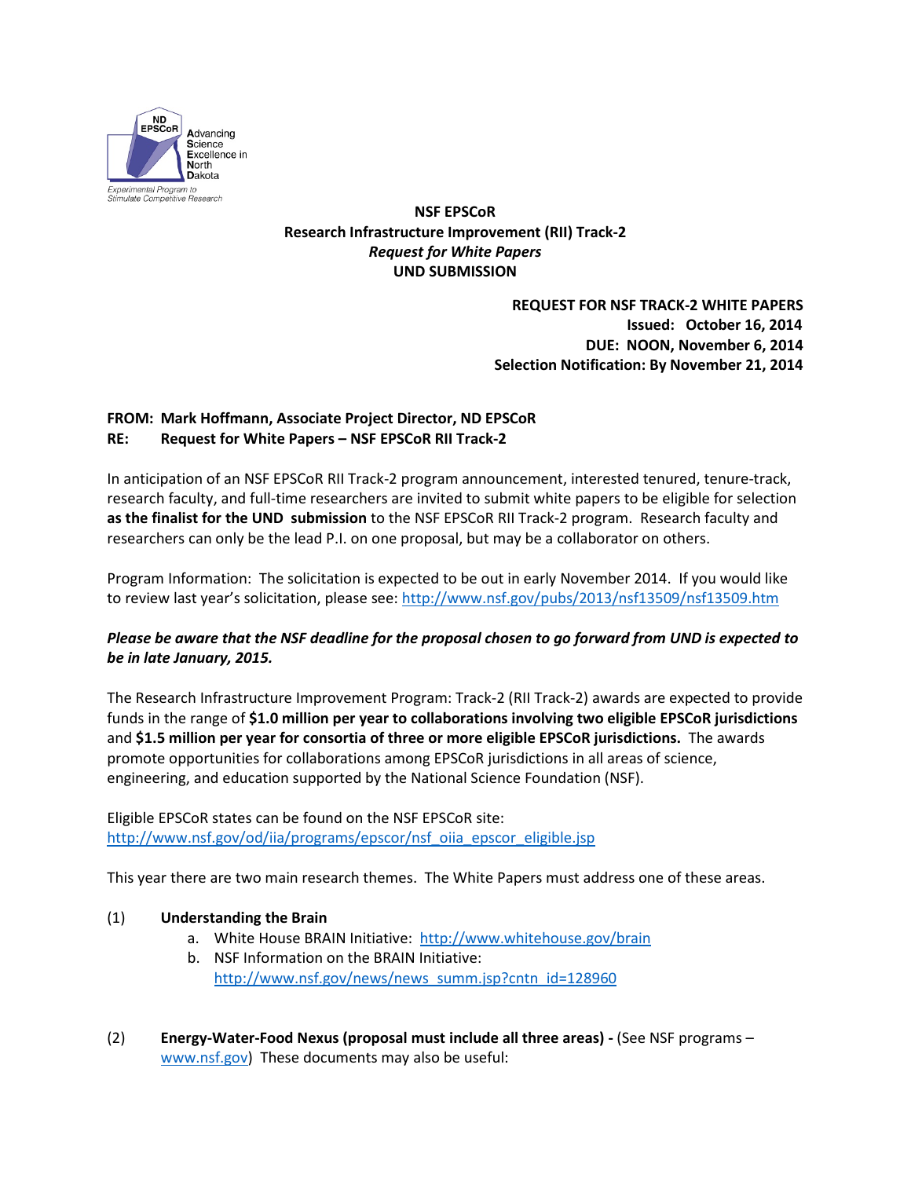ND EPSCoR Advancing Science Excellence in North Dakota

Experimental Program to Stimulate Competitive Research

**NSF EPSCoR**
**Research Infrastructure Improvement (RII) Track-2**
***Request for White Papers***
**UND SUBMISSION**

**REQUEST FOR NSF TRACK-2 WHITE PAPERS**
**Issued: October 16, 2014**
**DUE: NOON, November 6, 2014**
**Selection Notification: By November 21, 2014**

**FROM: Mark Hoffmann, Associate Project Director, ND EPSCoR**
**RE: Request for White Papers – NSF EPSCoR RII Track-2**

In anticipation of an NSF EPSCoR RII Track-2 program announcement, interested tenured, tenure-track, research faculty, and full-time researchers are invited to submit white papers to be eligible for selection **as the finalist for the UND submission** to the NSF EPSCoR RII Track-2 program. Research faculty and researchers can only be the lead P.I. on one proposal, but may be a collaborator on others.

Program Information: The solicitation is expected to be out in early November 2014. If you would like to review last year's solicitation, please see: http://www.nsf.gov/pubs/2013/nsf13509/nsf13509.htm

***Please be aware that the NSF deadline for the proposal chosen to go forward from UND is expected to be in late January, 2015.***

The Research Infrastructure Improvement Program: Track-2 (RII Track-2) awards are expected to provide funds in the range of **$1.0 million per year to collaborations involving two eligible EPSCoR jurisdictions** and **$1.5 million per year for consortia of three or more eligible EPSCoR jurisdictions.** The awards promote opportunities for collaborations among EPSCoR jurisdictions in all areas of science, engineering, and education supported by the National Science Foundation (NSF).

Eligible EPSCoR states can be found on the NSF EPSCoR site:
http://www.nsf.gov/od/iia/programs/epscor/nsf_oiia_epscor_eligible.jsp

This year there are two main research themes. The White Papers must address one of these areas.

(1) **Understanding the Brain**
   a. White House BRAIN Initiative: http://www.whitehouse.gov/brain
   b. NSF Information on the BRAIN Initiative: http://www.nsf.gov/news/news_summ.jsp?cntn_id=128960

(2) **Energy-Water-Food Nexus (proposal must include all three areas) -** (See NSF programs – www.nsf.gov) These documents may also be useful: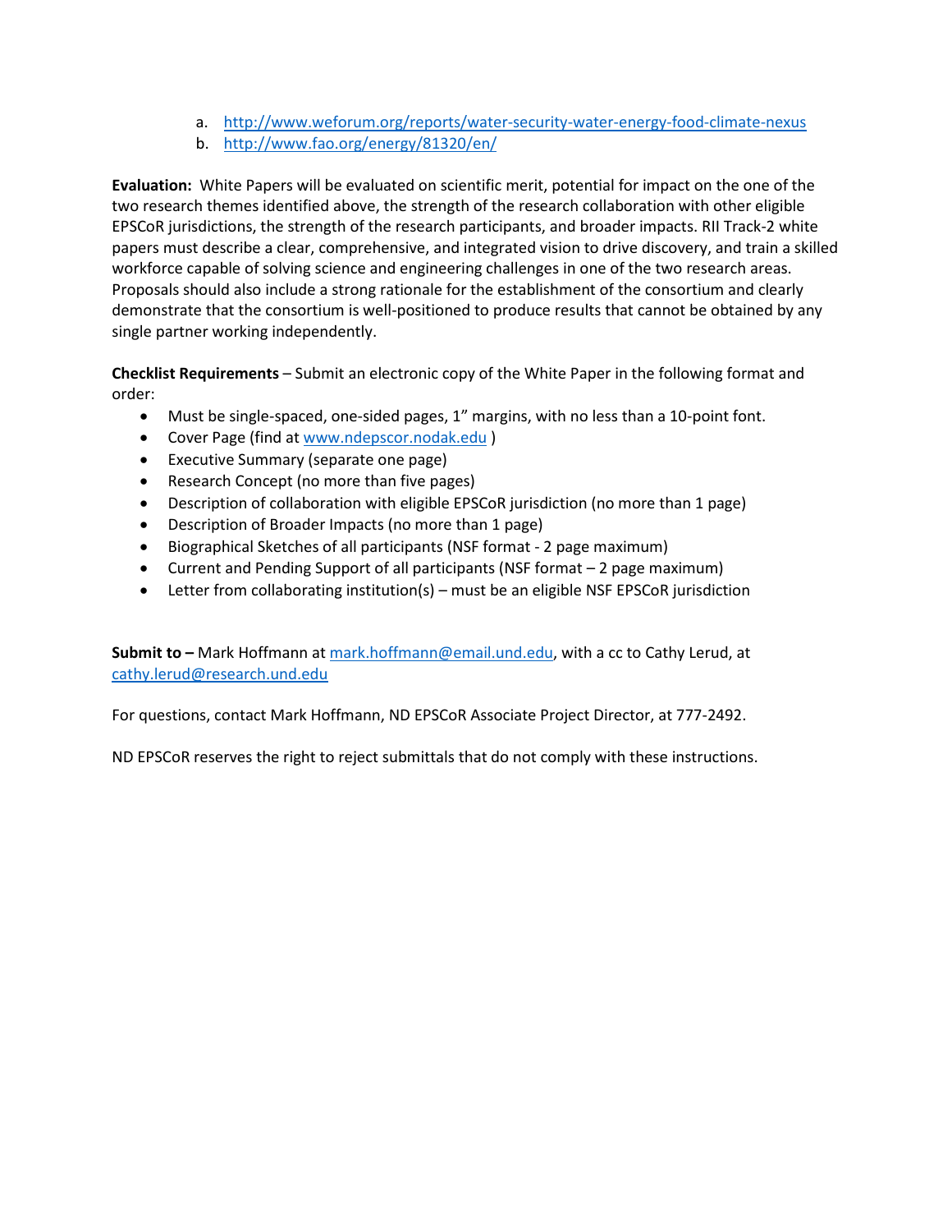a. http://www.weforum.org/reports/water-security-water-energy-food-climate-nexus
b. http://www.fao.org/energy/81320/en/

**Evaluation:** White Papers will be evaluated on scientific merit, potential for impact on the one of the two research themes identified above, the strength of the research collaboration with other eligible EPSCoR jurisdictions, the strength of the research participants, and broader impacts. RII Track-2 white papers must describe a clear, comprehensive, and integrated vision to drive discovery, and train a skilled workforce capable of solving science and engineering challenges in one of the two research areas. Proposals should also include a strong rationale for the establishment of the consortium and clearly demonstrate that the consortium is well-positioned to produce results that cannot be obtained by any single partner working independently.

**Checklist Requirements** – Submit an electronic copy of the White Paper in the following format and order:

- Must be single-spaced, one-sided pages, 1" margins, with no less than a 10-point font.
- Cover Page (find at www.ndepscor.nodak.edu )
- Executive Summary (separate one page)
- Research Concept (no more than five pages)
- Description of collaboration with eligible EPSCoR jurisdiction (no more than 1 page)
- Description of Broader Impacts (no more than 1 page)
- Biographical Sketches of all participants (NSF format - 2 page maximum)
- Current and Pending Support of all participants (NSF format – 2 page maximum)
- Letter from collaborating institution(s) – must be an eligible NSF EPSCoR jurisdiction

**Submit to –** Mark Hoffmann at mark.hoffmann@email.und.edu, with a cc to Cathy Lerud, at cathy.lerud@research.und.edu

For questions, contact Mark Hoffmann, ND EPSCoR Associate Project Director, at 777-2492.

ND EPSCoR reserves the right to reject submittals that do not comply with these instructions.